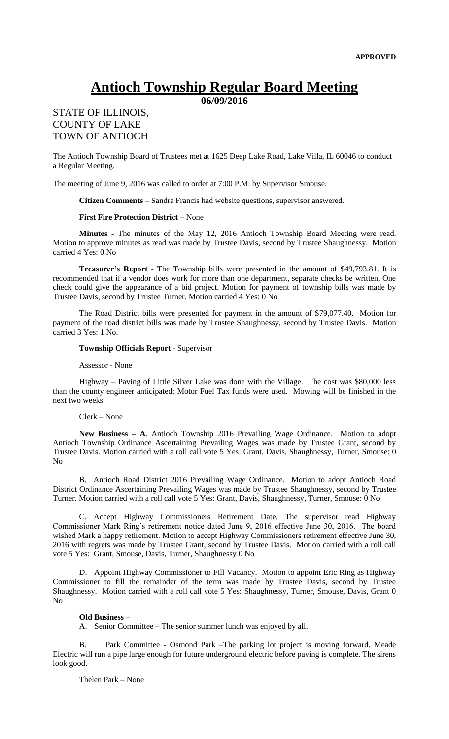**APPROVED**

# Antioch Township Regular Board Meeting

**06/09/2016**

STATE OF ILLINOIS,
COUNTY OF LAKE
TOWN OF ANTIOCH

The Antioch Township Board of Trustees met at 1625 Deep Lake Road, Lake Villa, IL 60046 to conduct a Regular Meeting.

The meeting of June 9, 2016 was called to order at 7:00 P.M. by Supervisor Smouse.

**Citizen Comments** – Sandra Francis had website questions, supervisor answered.

**First Fire Protection District –** None

**Minutes** - The minutes of the May 12, 2016 Antioch Township Board Meeting were read. Motion to approve minutes as read was made by Trustee Davis, second by Trustee Shaughnessy. Motion carried 4 Yes: 0 No

**Treasurer's Report** - The Township bills were presented in the amount of $49,793.81. It is recommended that if a vendor does work for more than one department, separate checks be written. One check could give the appearance of a bid project. Motion for payment of township bills was made by Trustee Davis, second by Trustee Turner. Motion carried 4 Yes: 0 No

The Road District bills were presented for payment in the amount of $79,077.40. Motion for payment of the road district bills was made by Trustee Shaughnessy, second by Trustee Davis. Motion carried 3 Yes: 1 No.

**Township Officials Report** - Supervisor

Assessor - None

Highway – Paving of Little Silver Lake was done with the Village. The cost was $80,000 less than the county engineer anticipated; Motor Fuel Tax funds were used. Mowing will be finished in the next two weeks.

Clerk – None

**New Business – A**. Antioch Township 2016 Prevailing Wage Ordinance. Motion to adopt Antioch Township Ordinance Ascertaining Prevailing Wages was made by Trustee Grant, second by Trustee Davis. Motion carried with a roll call vote 5 Yes: Grant, Davis, Shaughnessy, Turner, Smouse: 0 No

B. Antioch Road District 2016 Prevailing Wage Ordinance. Motion to adopt Antioch Road District Ordinance Ascertaining Prevailing Wages was made by Trustee Shaughnessy, second by Trustee Turner. Motion carried with a roll call vote 5 Yes: Grant, Davis, Shaughnessy, Turner, Smouse: 0 No

C. Accept Highway Commissioners Retirement Date. The supervisor read Highway Commissioner Mark Ring's retirement notice dated June 9, 2016 effective June 30, 2016. The board wished Mark a happy retirement. Motion to accept Highway Commissioners retirement effective June 30, 2016 with regrets was made by Trustee Grant, second by Trustee Davis. Motion carried with a roll call vote 5 Yes: Grant, Smouse, Davis, Turner, Shaughnessy 0 No

D. Appoint Highway Commissioner to Fill Vacancy. Motion to appoint Eric Ring as Highway Commissioner to fill the remainder of the term was made by Trustee Davis, second by Trustee Shaughnessy. Motion carried with a roll call vote 5 Yes: Shaughnessy, Turner, Smouse, Davis, Grant 0 No

**Old Business –**

A. Senior Committee – The senior summer lunch was enjoyed by all.

B. Park Committee - Osmond Park –The parking lot project is moving forward. Meade Electric will run a pipe large enough for future underground electric before paving is complete. The sirens look good.

Thelen Park – None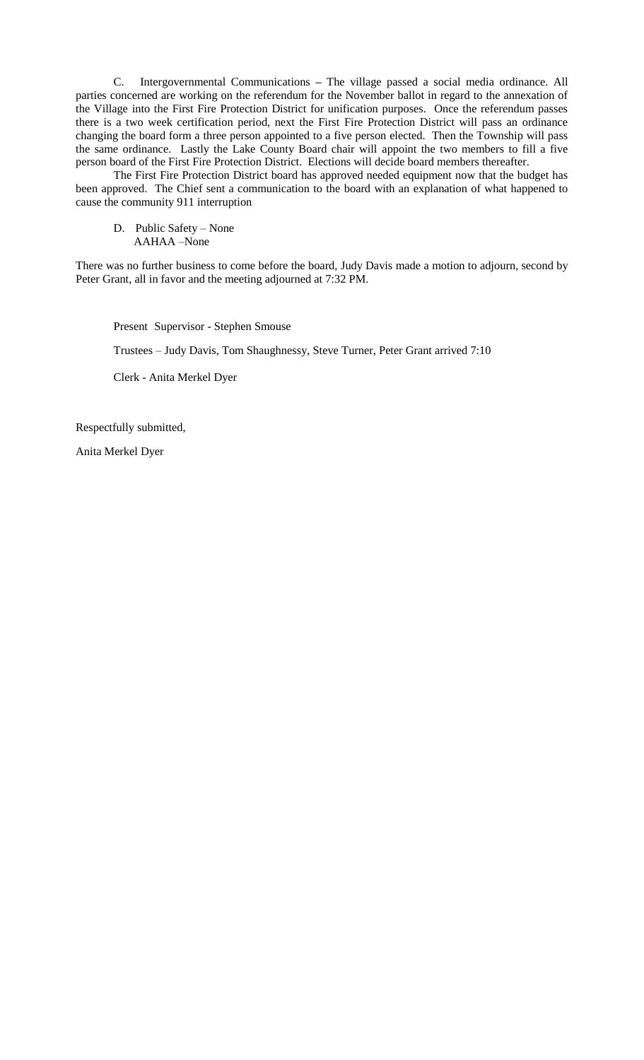C. Intergovernmental Communications – The village passed a social media ordinance. All parties concerned are working on the referendum for the November ballot in regard to the annexation of the Village into the First Fire Protection District for unification purposes. Once the referendum passes there is a two week certification period, next the First Fire Protection District will pass an ordinance changing the board form a three person appointed to a five person elected. Then the Township will pass the same ordinance. Lastly the Lake County Board chair will appoint the two members to fill a five person board of the First Fire Protection District. Elections will decide board members thereafter.

The First Fire Protection District board has approved needed equipment now that the budget has been approved. The Chief sent a communication to the board with an explanation of what happened to cause the community 911 interruption

D. Public Safety – None
AAHAA –None

There was no further business to come before the board, Judy Davis made a motion to adjourn, second by Peter Grant, all in favor and the meeting adjourned at 7:32 PM.

Present Supervisor - Stephen Smouse

Trustees – Judy Davis, Tom Shaughnessy, Steve Turner, Peter Grant arrived 7:10

Clerk - Anita Merkel Dyer

Respectfully submitted,

Anita Merkel Dyer